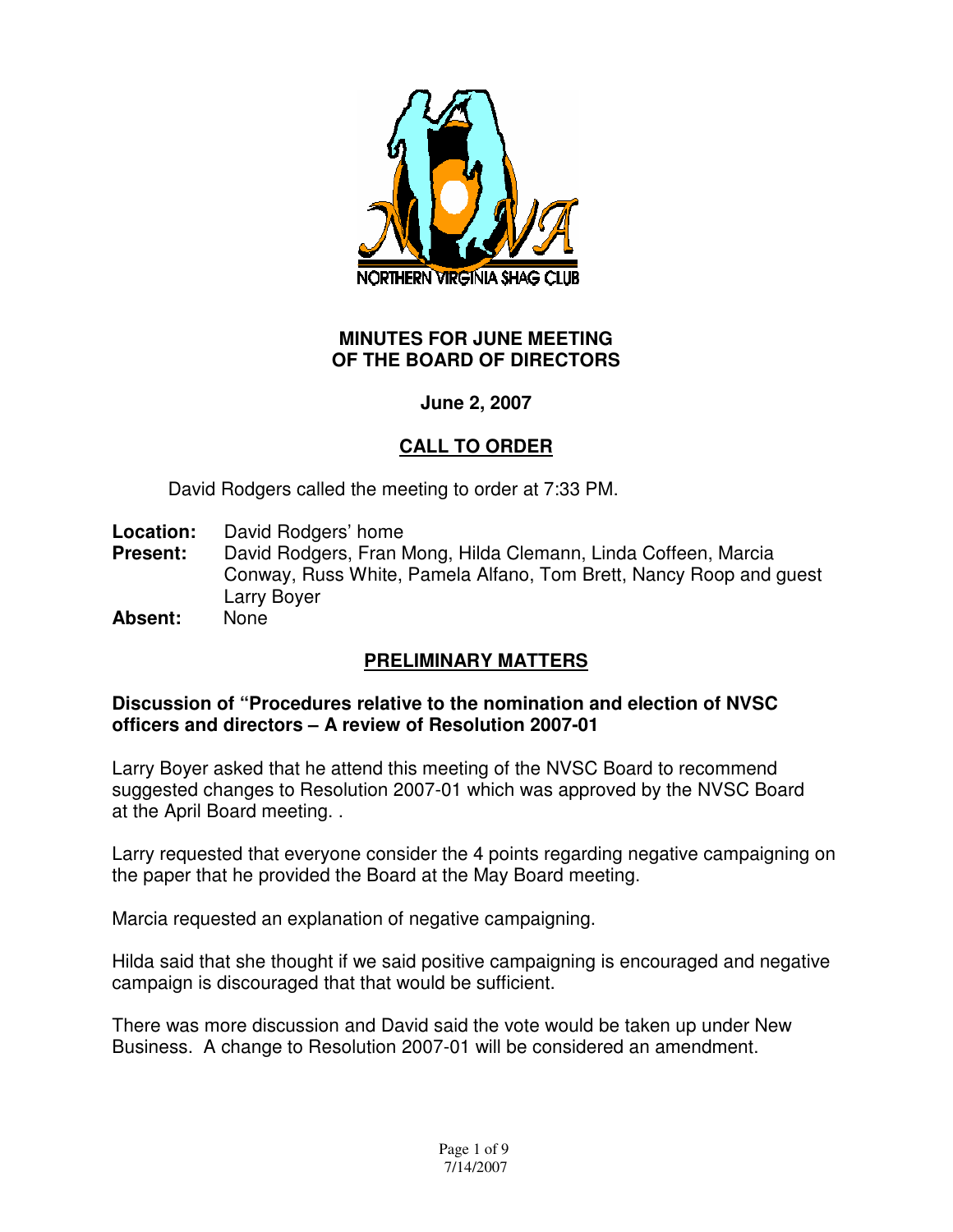NORTHERN VIRGINIA SHAG CLUB

# MINUTES FOR JUNE MEETING OF THE BOARD OF DIRECTORS

**June 2, 2007**

## CALL TO ORDER

David Rodgers called the meeting to order at 7:33 PM.

**Location:** David Rodgers' home
**Present:** David Rodgers, Fran Mong, Hilda Clemann, Linda Coffeen, Marcia Conway, Russ White, Pamela Alfano, Tom Brett, Nancy Roop and guest Larry Boyer
**Absent:** None

## PRELIMINARY MATTERS

### Discussion of "Procedures relative to the nomination and election of NVSC officers and directors – A review of Resolution 2007-01

Larry Boyer asked that he attend this meeting of the NVSC Board to recommend suggested changes to Resolution 2007-01 which was approved by the NVSC Board at the April Board meeting. .

Larry requested that everyone consider the 4 points regarding negative campaigning on the paper that he provided the Board at the May Board meeting.

Marcia requested an explanation of negative campaigning.

Hilda said that she thought if we said positive campaigning is encouraged and negative campaign is discouraged that that would be sufficient.

There was more discussion and David said the vote would be taken up under New Business. A change to Resolution 2007-01 will be considered an amendment.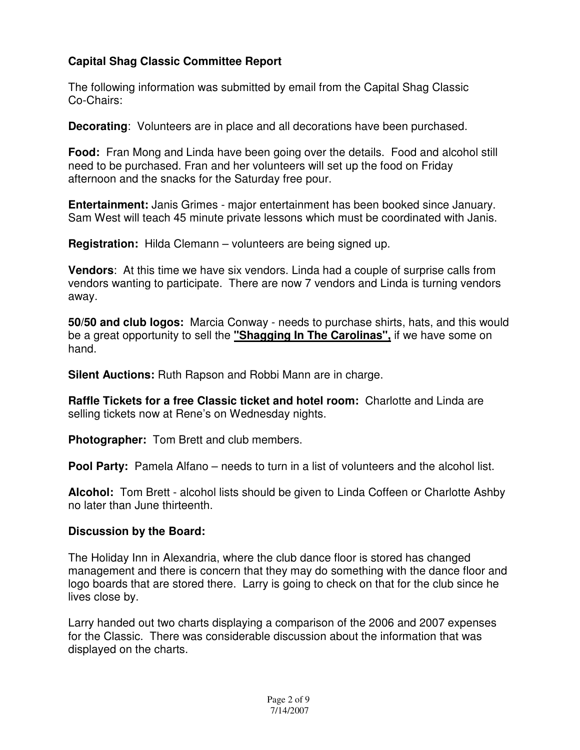### Capital Shag Classic Committee Report

The following information was submitted by email from the Capital Shag Classic Co-Chairs:

**Decorating**: Volunteers are in place and all decorations have been purchased.

**Food:** Fran Mong and Linda have been going over the details. Food and alcohol still need to be purchased. Fran and her volunteers will set up the food on Friday afternoon and the snacks for the Saturday free pour.

**Entertainment:** Janis Grimes - major entertainment has been booked since January. Sam West will teach 45 minute private lessons which must be coordinated with Janis.

**Registration:** Hilda Clemann – volunteers are being signed up.

**Vendors**: At this time we have six vendors. Linda had a couple of surprise calls from vendors wanting to participate. There are now 7 vendors and Linda is turning vendors away.

**50/50 and club logos:** Marcia Conway - needs to purchase shirts, hats, and this would be a great opportunity to sell the **"Shagging In The Carolinas",** if we have some on hand.

**Silent Auctions:** Ruth Rapson and Robbi Mann are in charge.

**Raffle Tickets for a free Classic ticket and hotel room:** Charlotte and Linda are selling tickets now at Rene's on Wednesday nights.

**Photographer:** Tom Brett and club members.

**Pool Party:** Pamela Alfano – needs to turn in a list of volunteers and the alcohol list.

**Alcohol:** Tom Brett - alcohol lists should be given to Linda Coffeen or Charlotte Ashby no later than June thirteenth.

**Discussion by the Board:**

The Holiday Inn in Alexandria, where the club dance floor is stored has changed management and there is concern that they may do something with the dance floor and logo boards that are stored there. Larry is going to check on that for the club since he lives close by.

Larry handed out two charts displaying a comparison of the 2006 and 2007 expenses for the Classic. There was considerable discussion about the information that was displayed on the charts.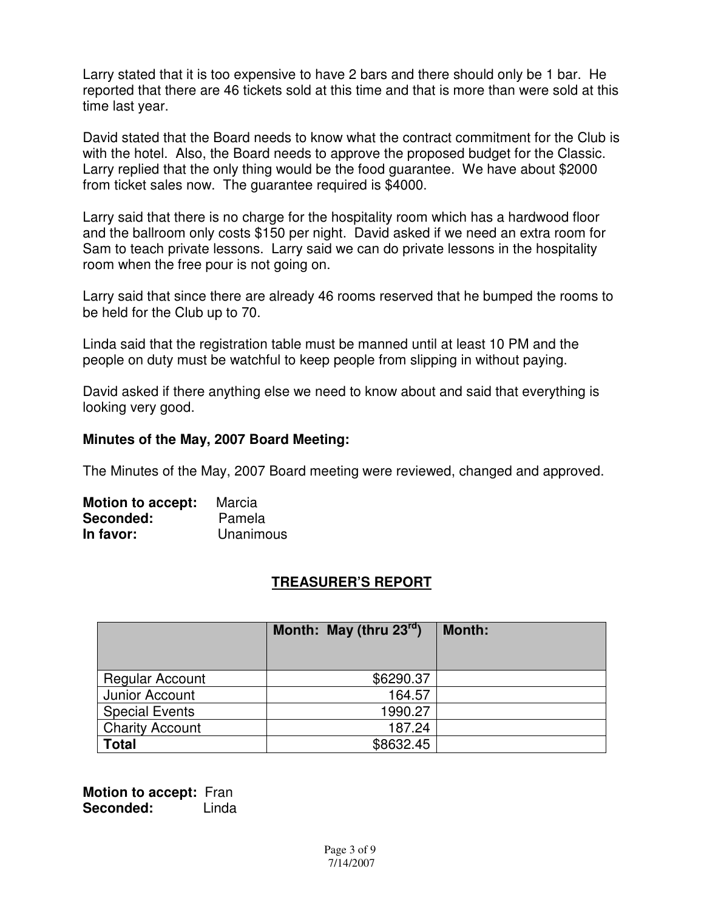Larry stated that it is too expensive to have 2 bars and there should only be 1 bar. He reported that there are 46 tickets sold at this time and that is more than were sold at this time last year.

David stated that the Board needs to know what the contract commitment for the Club is with the hotel. Also, the Board needs to approve the proposed budget for the Classic. Larry replied that the only thing would be the food guarantee. We have about $2000 from ticket sales now. The guarantee required is $4000.

Larry said that there is no charge for the hospitality room which has a hardwood floor and the ballroom only costs $150 per night. David asked if we need an extra room for Sam to teach private lessons. Larry said we can do private lessons in the hospitality room when the free pour is not going on.

Larry said that since there are already 46 rooms reserved that he bumped the rooms to be held for the Club up to 70.

Linda said that the registration table must be manned until at least 10 PM and the people on duty must be watchful to keep people from slipping in without paying.

David asked if there anything else we need to know about and said that everything is looking very good.

**Minutes of the May, 2007 Board Meeting:**

The Minutes of the May, 2007 Board meeting were reviewed, changed and approved.

**Motion to accept:** Marcia
**Seconded:** Pamela
**In favor:** Unanimous

## TREASURER'S REPORT

| | Month: May (thru 23rd) | Month: |
|---|---|---|
| Regular Account | $6290.37 | |
| Junior Account | 164.57 | |
| Special Events | 1990.27 | |
| Charity Account | 187.24 | |
| **Total** | $8632.45 | |

**Motion to accept:** Fran
**Seconded:** Linda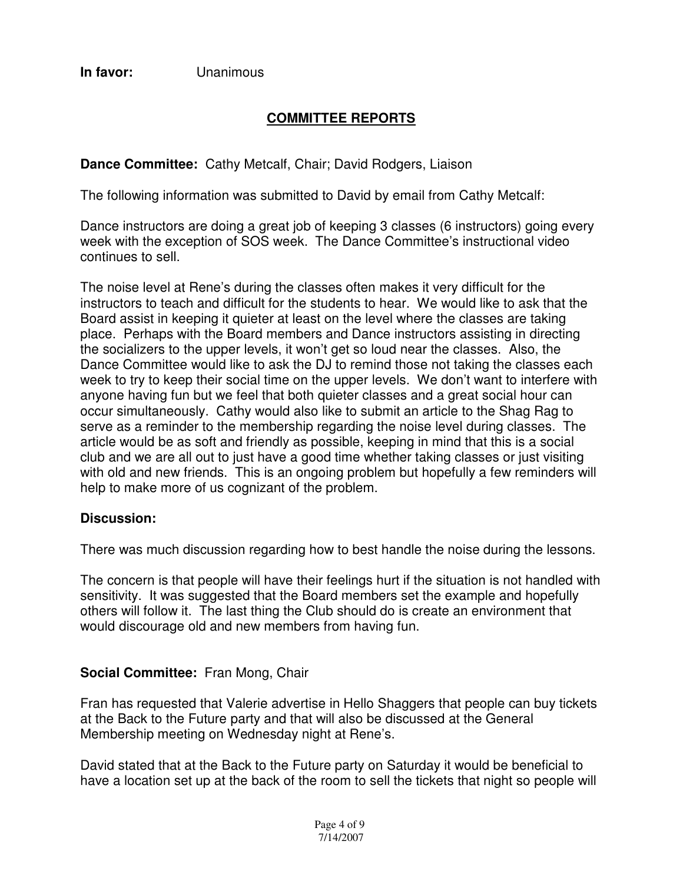**In favor:** Unanimous

## COMMITTEE REPORTS

**Dance Committee:** Cathy Metcalf, Chair; David Rodgers, Liaison

The following information was submitted to David by email from Cathy Metcalf:

Dance instructors are doing a great job of keeping 3 classes (6 instructors) going every week with the exception of SOS week. The Dance Committee's instructional video continues to sell.

The noise level at Rene's during the classes often makes it very difficult for the instructors to teach and difficult for the students to hear. We would like to ask that the Board assist in keeping it quieter at least on the level where the classes are taking place. Perhaps with the Board members and Dance instructors assisting in directing the socializers to the upper levels, it won't get so loud near the classes. Also, the Dance Committee would like to ask the DJ to remind those not taking the classes each week to try to keep their social time on the upper levels. We don't want to interfere with anyone having fun but we feel that both quieter classes and a great social hour can occur simultaneously. Cathy would also like to submit an article to the Shag Rag to serve as a reminder to the membership regarding the noise level during classes. The article would be as soft and friendly as possible, keeping in mind that this is a social club and we are all out to just have a good time whether taking classes or just visiting with old and new friends. This is an ongoing problem but hopefully a few reminders will help to make more of us cognizant of the problem.

**Discussion:**

There was much discussion regarding how to best handle the noise during the lessons.

The concern is that people will have their feelings hurt if the situation is not handled with sensitivity. It was suggested that the Board members set the example and hopefully others will follow it. The last thing the Club should do is create an environment that would discourage old and new members from having fun.

**Social Committee:** Fran Mong, Chair

Fran has requested that Valerie advertise in Hello Shaggers that people can buy tickets at the Back to the Future party and that will also be discussed at the General Membership meeting on Wednesday night at Rene's.

David stated that at the Back to the Future party on Saturday it would be beneficial to have a location set up at the back of the room to sell the tickets that night so people will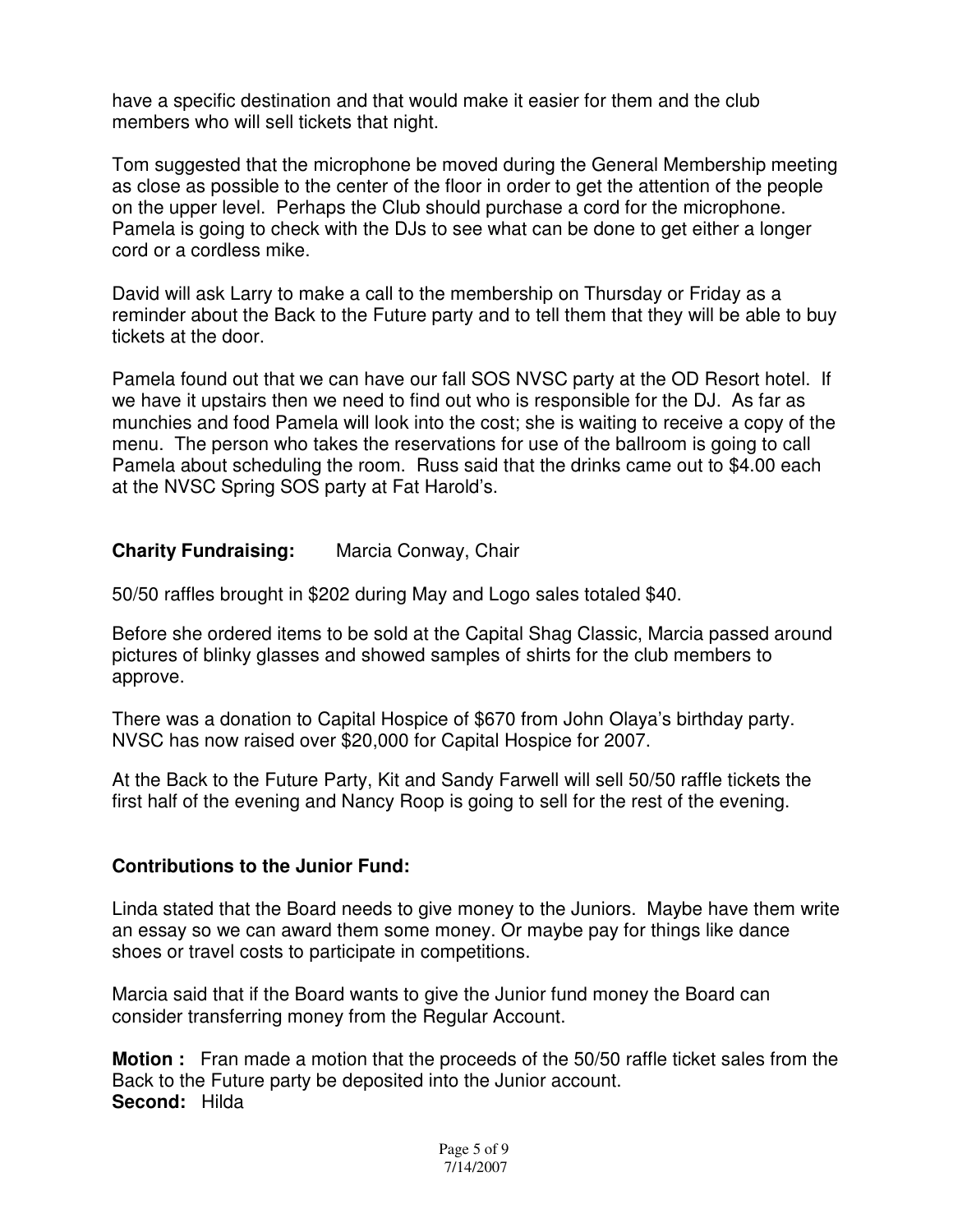have a specific destination and that would make it easier for them and the club members who will sell tickets that night.

Tom suggested that the microphone be moved during the General Membership meeting as close as possible to the center of the floor in order to get the attention of the people on the upper level. Perhaps the Club should purchase a cord for the microphone. Pamela is going to check with the DJs to see what can be done to get either a longer cord or a cordless mike.

David will ask Larry to make a call to the membership on Thursday or Friday as a reminder about the Back to the Future party and to tell them that they will be able to buy tickets at the door.

Pamela found out that we can have our fall SOS NVSC party at the OD Resort hotel. If we have it upstairs then we need to find out who is responsible for the DJ. As far as munchies and food Pamela will look into the cost; she is waiting to receive a copy of the menu. The person who takes the reservations for use of the ballroom is going to call Pamela about scheduling the room. Russ said that the drinks came out to $4.00 each at the NVSC Spring SOS party at Fat Harold's.

**Charity Fundraising:** Marcia Conway, Chair

50/50 raffles brought in $202 during May and Logo sales totaled $40.

Before she ordered items to be sold at the Capital Shag Classic, Marcia passed around pictures of blinky glasses and showed samples of shirts for the club members to approve.

There was a donation to Capital Hospice of $670 from John Olaya's birthday party. NVSC has now raised over $20,000 for Capital Hospice for 2007.

At the Back to the Future Party, Kit and Sandy Farwell will sell 50/50 raffle tickets the first half of the evening and Nancy Roop is going to sell for the rest of the evening.

**Contributions to the Junior Fund:**

Linda stated that the Board needs to give money to the Juniors. Maybe have them write an essay so we can award them some money. Or maybe pay for things like dance shoes or travel costs to participate in competitions.

Marcia said that if the Board wants to give the Junior fund money the Board can consider transferring money from the Regular Account.

**Motion :** Fran made a motion that the proceeds of the 50/50 raffle ticket sales from the Back to the Future party be deposited into the Junior account.
**Second:** Hilda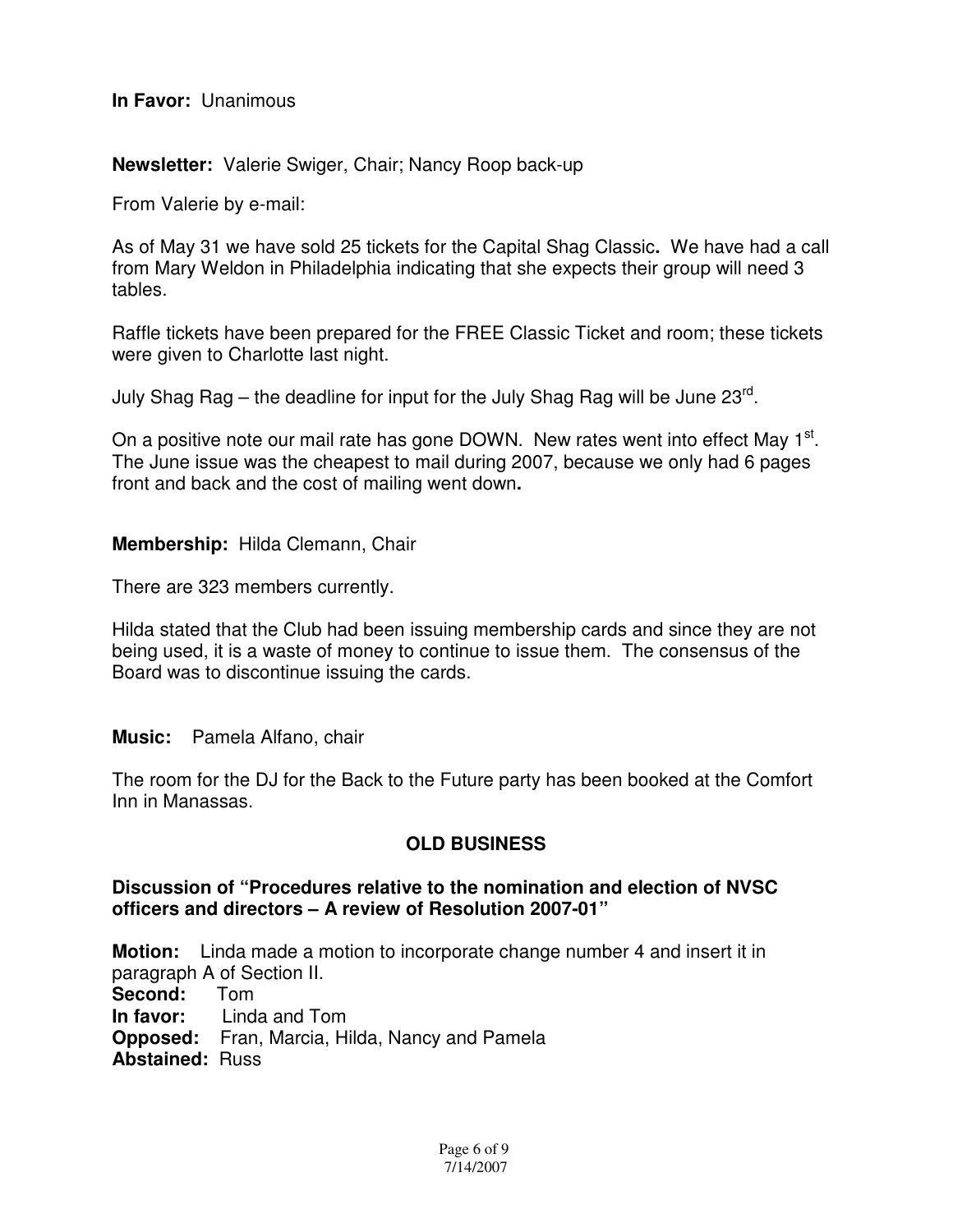**In Favor:** Unanimous

**Newsletter:** Valerie Swiger, Chair; Nancy Roop back-up

From Valerie by e-mail:

As of May 31 we have sold 25 tickets for the Capital Shag Classic**.** We have had a call from Mary Weldon in Philadelphia indicating that she expects their group will need 3 tables.

Raffle tickets have been prepared for the FREE Classic Ticket and room; these tickets were given to Charlotte last night.

July Shag Rag – the deadline for input for the July Shag Rag will be June 23rd.

On a positive note our mail rate has gone DOWN. New rates went into effect May 1st. The June issue was the cheapest to mail during 2007, because we only had 6 pages front and back and the cost of mailing went down**.**

**Membership:** Hilda Clemann, Chair

There are 323 members currently.

Hilda stated that the Club had been issuing membership cards and since they are not being used, it is a waste of money to continue to issue them. The consensus of the Board was to discontinue issuing the cards.

**Music:** Pamela Alfano, chair

The room for the DJ for the Back to the Future party has been booked at the Comfort Inn in Manassas.

## OLD BUSINESS

**Discussion of "Procedures relative to the nomination and election of NVSC officers and directors – A review of Resolution 2007-01"**

**Motion:** Linda made a motion to incorporate change number 4 and insert it in paragraph A of Section II.
**Second:** Tom
**In favor:** Linda and Tom
**Opposed:** Fran, Marcia, Hilda, Nancy and Pamela
**Abstained:** Russ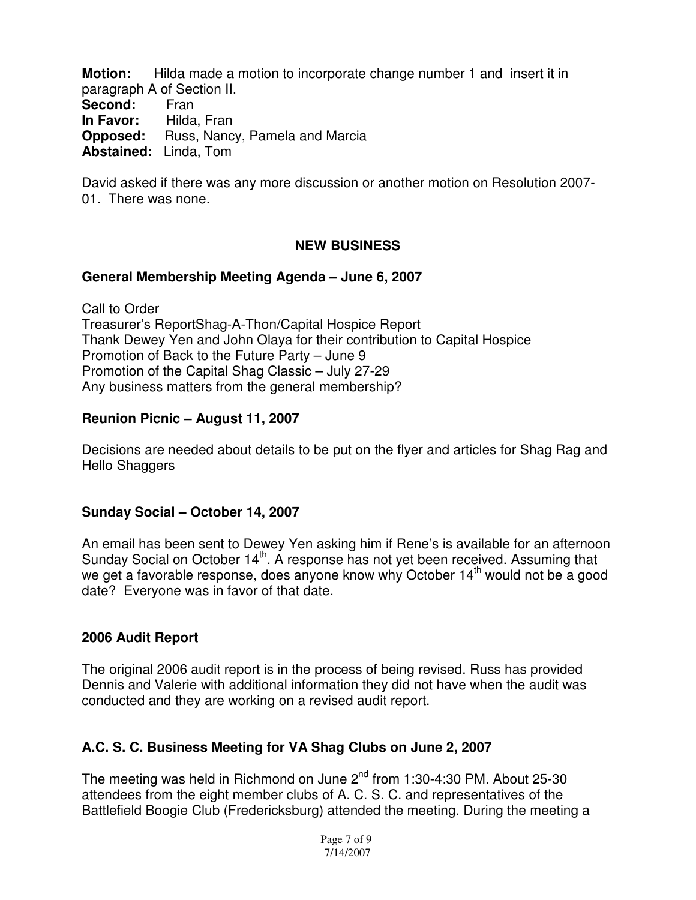**Motion:** Hilda made a motion to incorporate change number 1 and insert it in paragraph A of Section II.
**Second:** Fran
**In Favor:** Hilda, Fran
**Opposed:** Russ, Nancy, Pamela and Marcia
**Abstained:** Linda, Tom

David asked if there was any more discussion or another motion on Resolution 2007-01. There was none.

## NEW BUSINESS

### General Membership Meeting Agenda – June 6, 2007

Call to Order
Treasurer's ReportShag-A-Thon/Capital Hospice Report
Thank Dewey Yen and John Olaya for their contribution to Capital Hospice
Promotion of Back to the Future Party – June 9
Promotion of the Capital Shag Classic – July 27-29
Any business matters from the general membership?

### Reunion Picnic – August 11, 2007

Decisions are needed about details to be put on the flyer and articles for Shag Rag and Hello Shaggers

### Sunday Social – October 14, 2007

An email has been sent to Dewey Yen asking him if Rene's is available for an afternoon Sunday Social on October 14th. A response has not yet been received. Assuming that we get a favorable response, does anyone know why October 14th would not be a good date? Everyone was in favor of that date.

### 2006 Audit Report

The original 2006 audit report is in the process of being revised. Russ has provided Dennis and Valerie with additional information they did not have when the audit was conducted and they are working on a revised audit report.

### A.C. S. C. Business Meeting for VA Shag Clubs on June 2, 2007

The meeting was held in Richmond on June 2nd from 1:30-4:30 PM. About 25-30 attendees from the eight member clubs of A. C. S. C. and representatives of the Battlefield Boogie Club (Fredericksburg) attended the meeting. During the meeting a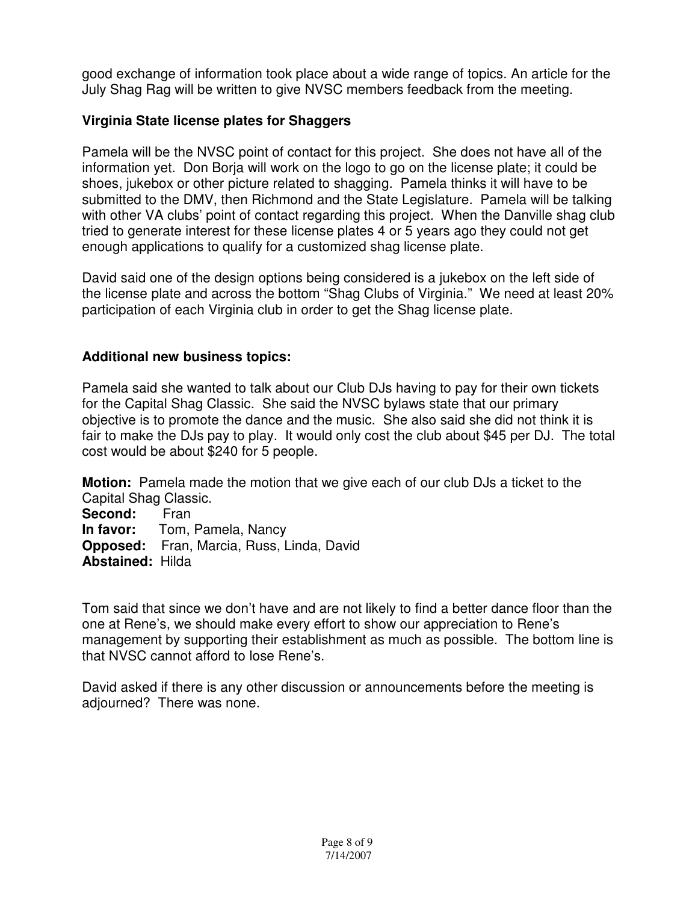good exchange of information took place about a wide range of topics. An article for the July Shag Rag will be written to give NVSC members feedback from the meeting.

**Virginia State license plates for Shaggers**

Pamela will be the NVSC point of contact for this project. She does not have all of the information yet. Don Borja will work on the logo to go on the license plate; it could be shoes, jukebox or other picture related to shagging. Pamela thinks it will have to be submitted to the DMV, then Richmond and the State Legislature. Pamela will be talking with other VA clubs' point of contact regarding this project. When the Danville shag club tried to generate interest for these license plates 4 or 5 years ago they could not get enough applications to qualify for a customized shag license plate.

David said one of the design options being considered is a jukebox on the left side of the license plate and across the bottom "Shag Clubs of Virginia." We need at least 20% participation of each Virginia club in order to get the Shag license plate.

**Additional new business topics:**

Pamela said she wanted to talk about our Club DJs having to pay for their own tickets for the Capital Shag Classic. She said the NVSC bylaws state that our primary objective is to promote the dance and the music. She also said she did not think it is fair to make the DJs pay to play. It would only cost the club about $45 per DJ. The total cost would be about $240 for 5 people.

**Motion:** Pamela made the motion that we give each of our club DJs a ticket to the Capital Shag Classic.
**Second:** Fran
**In favor:** Tom, Pamela, Nancy
**Opposed:** Fran, Marcia, Russ, Linda, David
**Abstained:** Hilda

Tom said that since we don't have and are not likely to find a better dance floor than the one at Rene's, we should make every effort to show our appreciation to Rene's management by supporting their establishment as much as possible. The bottom line is that NVSC cannot afford to lose Rene's.

David asked if there is any other discussion or announcements before the meeting is adjourned? There was none.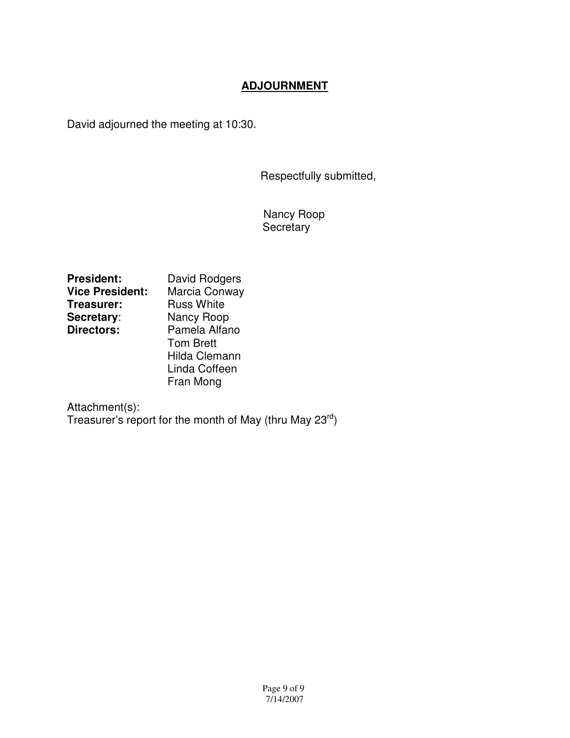## ADJOURNMENT

David adjourned the meeting at 10:30.

Respectfully submitted,

Nancy Roop
Secretary

| | |
|---|---|
| **President:** | David Rodgers |
| **Vice President:** | Marcia Conway |
| **Treasurer:** | Russ White |
| **Secretary:** | Nancy Roop |
| **Directors:** | Pamela Alfano |
| | Tom Brett |
| | Hilda Clemann |
| | Linda Coffeen |
| | Fran Mong |

Attachment(s):
Treasurer's report for the month of May (thru May 23rd)